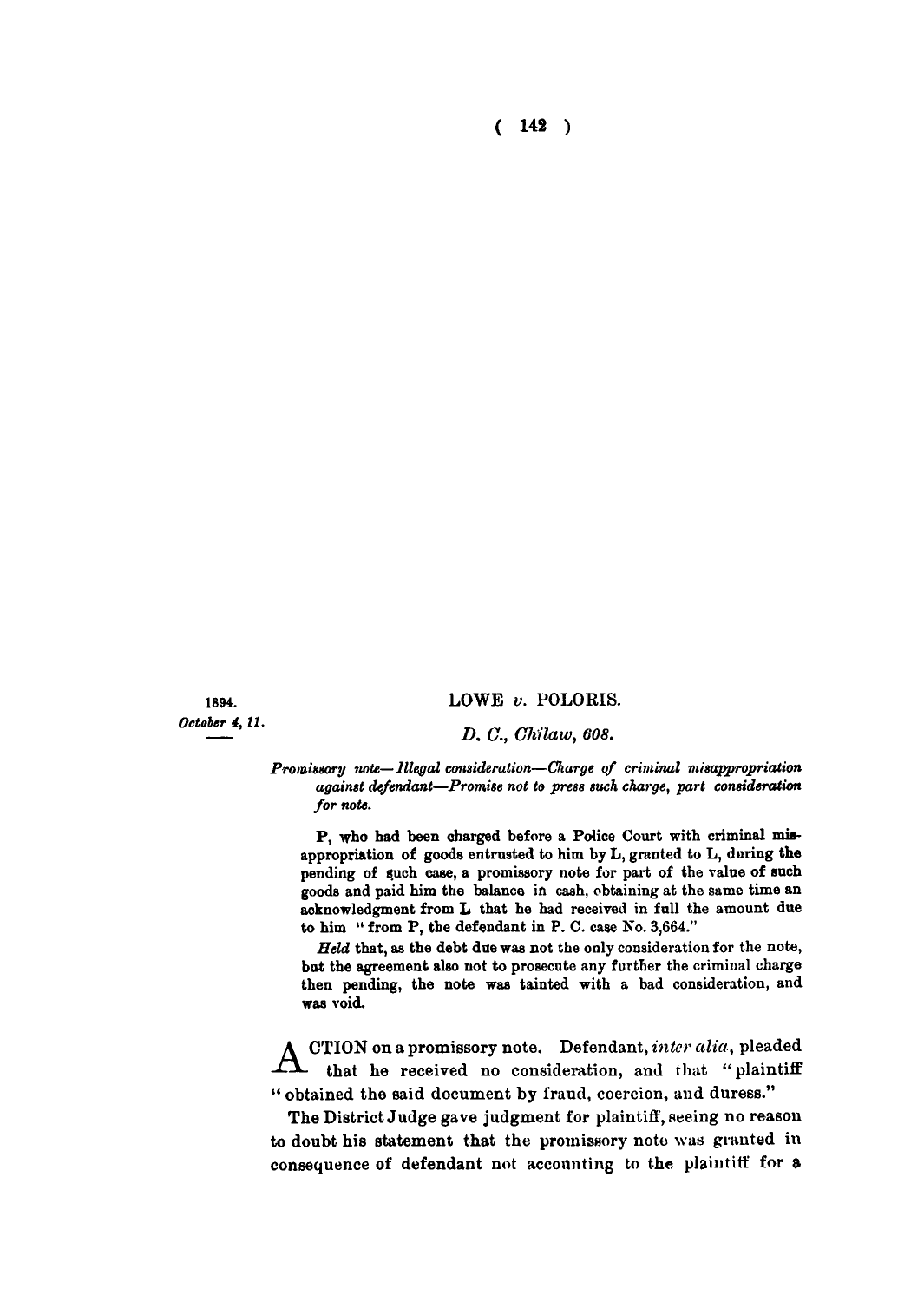1894.
*October 4, 11.*

## LOWE *v.* POLORIS.

*D. C., Chilaw, 608.*

*Promissory note—Illegal consideration—Charge of criminal misappropriation against defendant—Promise not to press such charge, part consideration for note.*

P, who had been charged before a Police Court with criminal misappropriation of goods entrusted to him by L, granted to L, during the pending of such case, a promissory note for part of the value of such goods and paid him the balance in cash, obtaining at the same time an acknowledgment from L that he had received in full the amount due to him "from P, the defendant in P. C. case No. 3,664."

*Held* that, as the debt due was not the only consideration for the note, but the agreement also not to prosecute any further the criminal charge then pending, the note was tainted with a bad consideration, and was void.

ACTION on a promissory note. Defendant, *inter alia*, pleaded that he received no consideration, and that "plaintiff "obtained the said document by fraud, coercion, and duress."

The District Judge gave judgment for plaintiff, seeing no reason to doubt his statement that the promissory note was granted in consequence of defendant not accounting to the plaintiff for a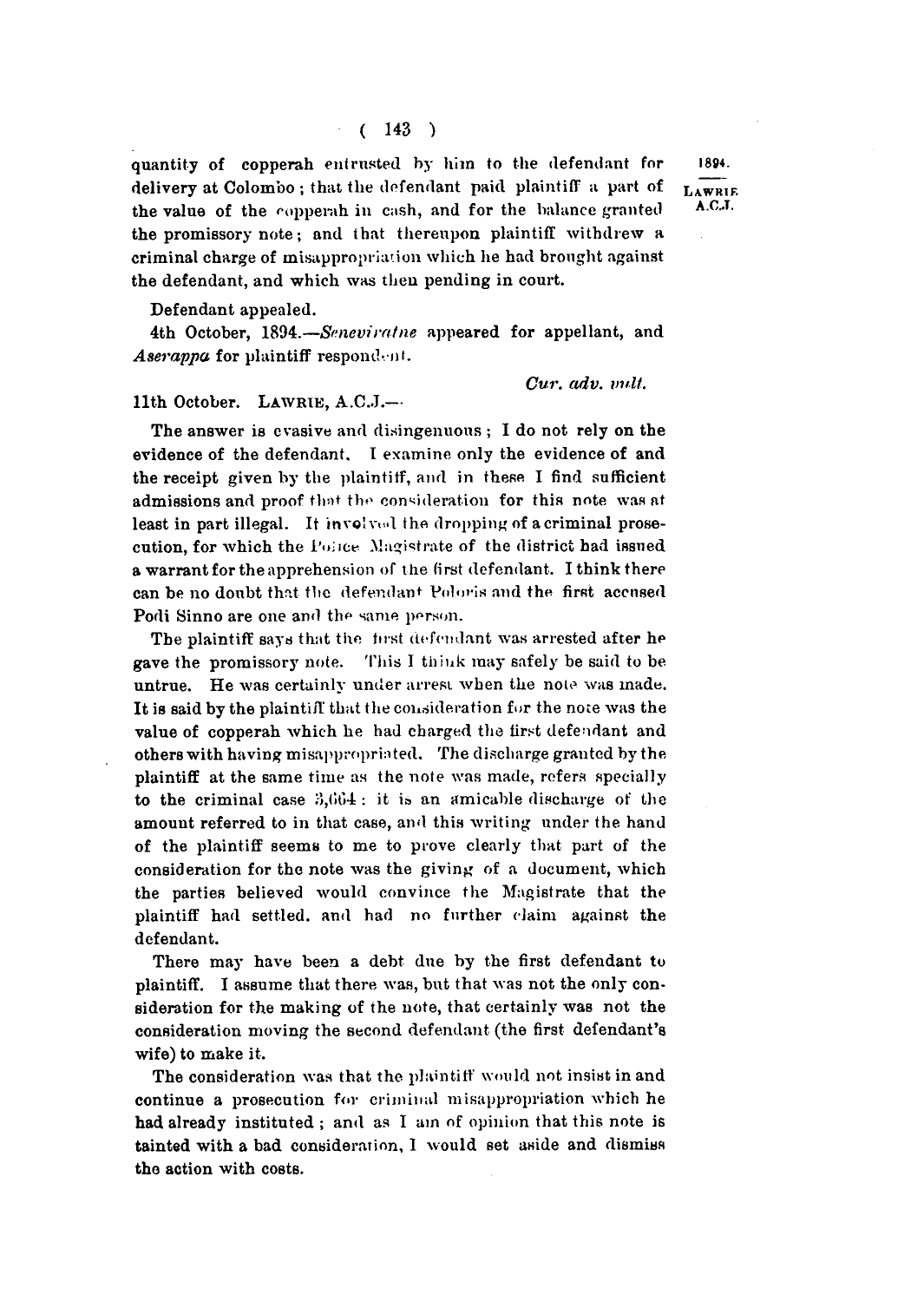quantity of copperah entrusted by him to the defendant for delivery at Colombo; that the defendant paid plaintiff a part of the value of the copperah in cash, and for the balance granted the promissory note; and that thereupon plaintiff withdrew a criminal charge of misappropriation which he had brought against the defendant, and which was then pending in court.

1894.
LAWRIE A.C.J.

Defendant appealed.

4th October, 1894.—*Seneviratne* appeared for appellant, and *Aserappa* for plaintiff respondent.

*Cur. adv. vult.*

11th October. LAWRIE, A.C.J.—

The answer is evasive and disingenuous; I do not rely on the evidence of the defendant. I examine only the evidence of and the receipt given by the plaintiff, and in these I find sufficient admissions and proof that the consideration for this note was at least in part illegal. It involved the dropping of a criminal prosecution, for which the Police Magistrate of the district had issued a warrant for the apprehension of the first defendant. I think there can be no doubt that the defendant Poloris and the first accused Podi Sinno are one and the same person.

The plaintiff says that the first defendant was arrested after he gave the promissory note. This I think may safely be said to be untrue. He was certainly under arrest when the note was made. It is said by the plaintiff that the consideration for the note was the value of copperah which he had charged the first defendant and others with having misappropriated. The discharge granted by the plaintiff at the same time as the note was made, refers specially to the criminal case 3,664: it is an amicable discharge of the amount referred to in that case, and this writing under the hand of the plaintiff seems to me to prove clearly that part of the consideration for the note was the giving of a document, which the parties believed would convince the Magistrate that the plaintiff had settled, and had no further claim against the defendant.

There may have been a debt due by the first defendant to plaintiff. I assume that there was, but that was not the only consideration for the making of the note, that certainly was not the consideration moving the second defendant (the first defendant's wife) to make it.

The consideration was that the plaintiff would not insist in and continue a prosecution for criminal misappropriation which he had already instituted; and as I am of opinion that this note is tainted with a bad consideration, I would set aside and dismiss the action with costs.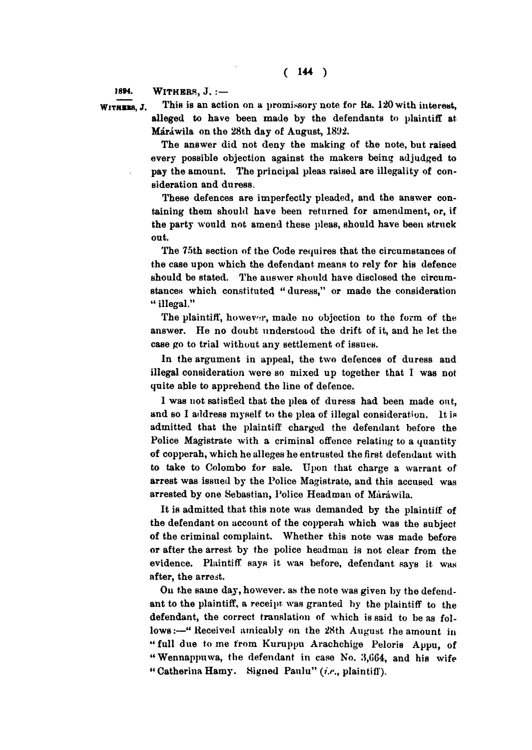1894. WITHERS, J. :—

WITHERS, J.

This is an action on a promissory note for Rs. 120 with interest, alleged to have been made by the defendants to plaintiff at Máráwila on the 28th day of August, 1892.

The answer did not deny the making of the note, but raised every possible objection against the makers being adjudged to pay the amount. The principal pleas raised are illegality of consideration and duress.

These defences are imperfectly pleaded, and the answer containing them should have been returned for amendment, or, if the party would not amend these pleas, should have been struck out.

The 75th section of the Code requires that the circumstances of the case upon which the defendant means to rely for his defence should be stated. The answer should have disclosed the circumstances which constituted "duress," or made the consideration "illegal."

The plaintiff, however, made no objection to the form of the answer. He no doubt understood the drift of it, and he let the case go to trial without any settlement of issues.

In the argument in appeal, the two defences of duress and illegal consideration were so mixed up together that I was not quite able to apprehend the line of defence.

I was not satisfied that the plea of duress had been made out, and so I address myself to the plea of illegal consideration. It is admitted that the plaintiff charged the defendant before the Police Magistrate with a criminal offence relating to a quantity of copperah, which he alleges he entrusted the first defendant with to take to Colombo for sale. Upon that charge a warrant of arrest was issued by the Police Magistrate, and this accused was arrested by one Sebastian, Police Headman of Máráwila.

It is admitted that this note was demanded by the plaintiff of the defendant on account of the copperah which was the subject of the criminal complaint. Whether this note was made before or after the arrest by the police headman is not clear from the evidence. Plaintiff says it was before, defendant says it was after, the arrest.

On the same day, however, as the note was given by the defendant to the plaintiff, a receipt was granted by the plaintiff to the defendant, the correct translation of which is said to be as follows:—"Received amicably on the 28th August the amount in "full due to me from Kuruppu Arachchige Peloris Appu, of "Wennappuwa, the defendant in case No. 3,664, and his wife "Catherina Hamy. Signed Paulu" (*i.e.*, plaintiff).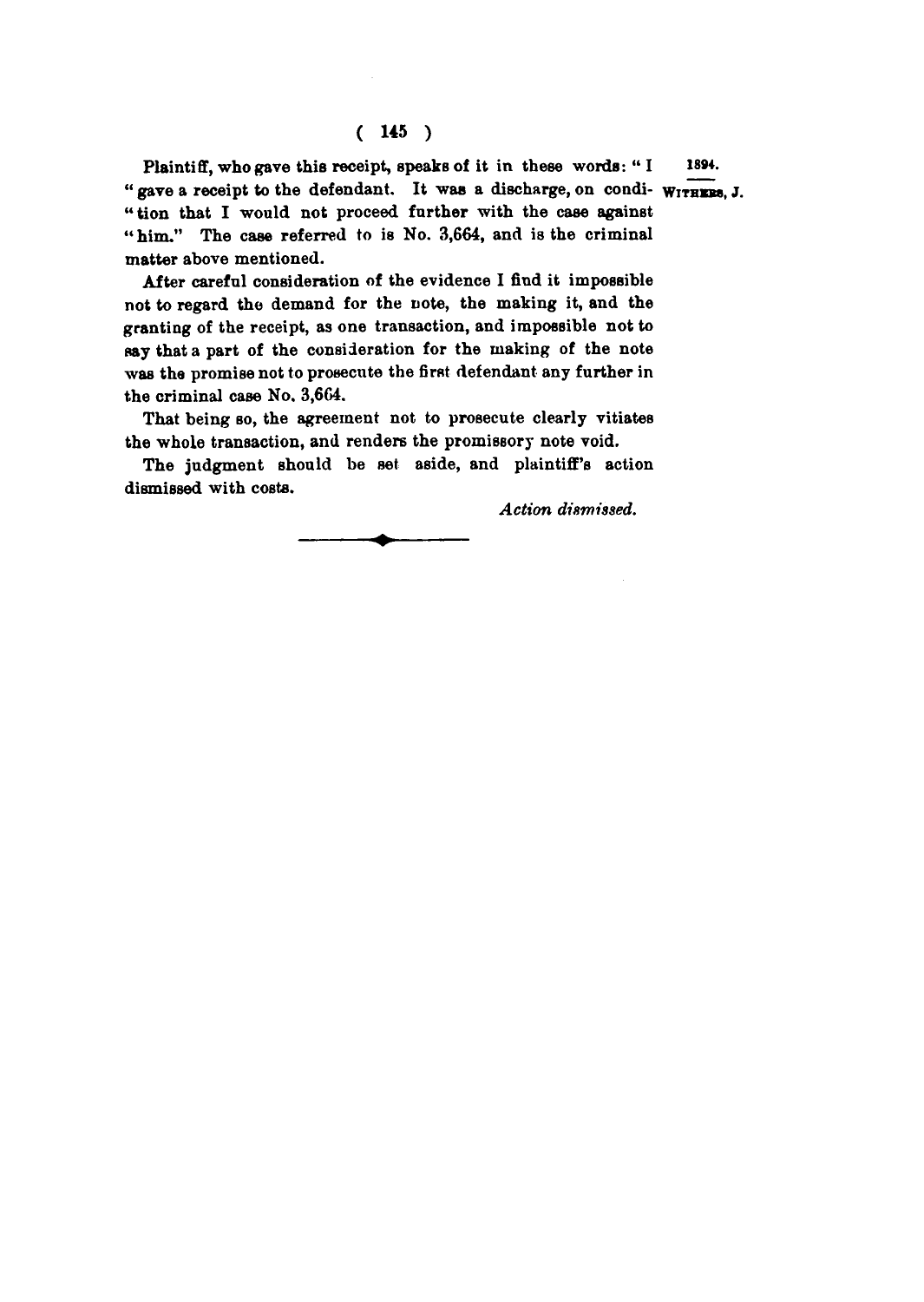Plaintiff, who gave this receipt, speaks of it in these words: "I "gave a receipt to the defendant. It was a discharge, on condi- "tion that I would not proceed further with the case against "him." The case referred to is No. 3,664, and is the criminal matter above mentioned.

After careful consideration of the evidence I find it impossible not to regard the demand for the note, the making it, and the granting of the receipt, as one transaction, and impossible not to say that a part of the consideration for the making of the note was the promise not to prosecute the first defendant any further in the criminal case No. 3,664.

That being so, the agreement not to prosecute clearly vitiates the whole transaction, and renders the promissory note void.

The judgment should be set aside, and plaintiff's action dismissed with costs.

*Action dismissed.*